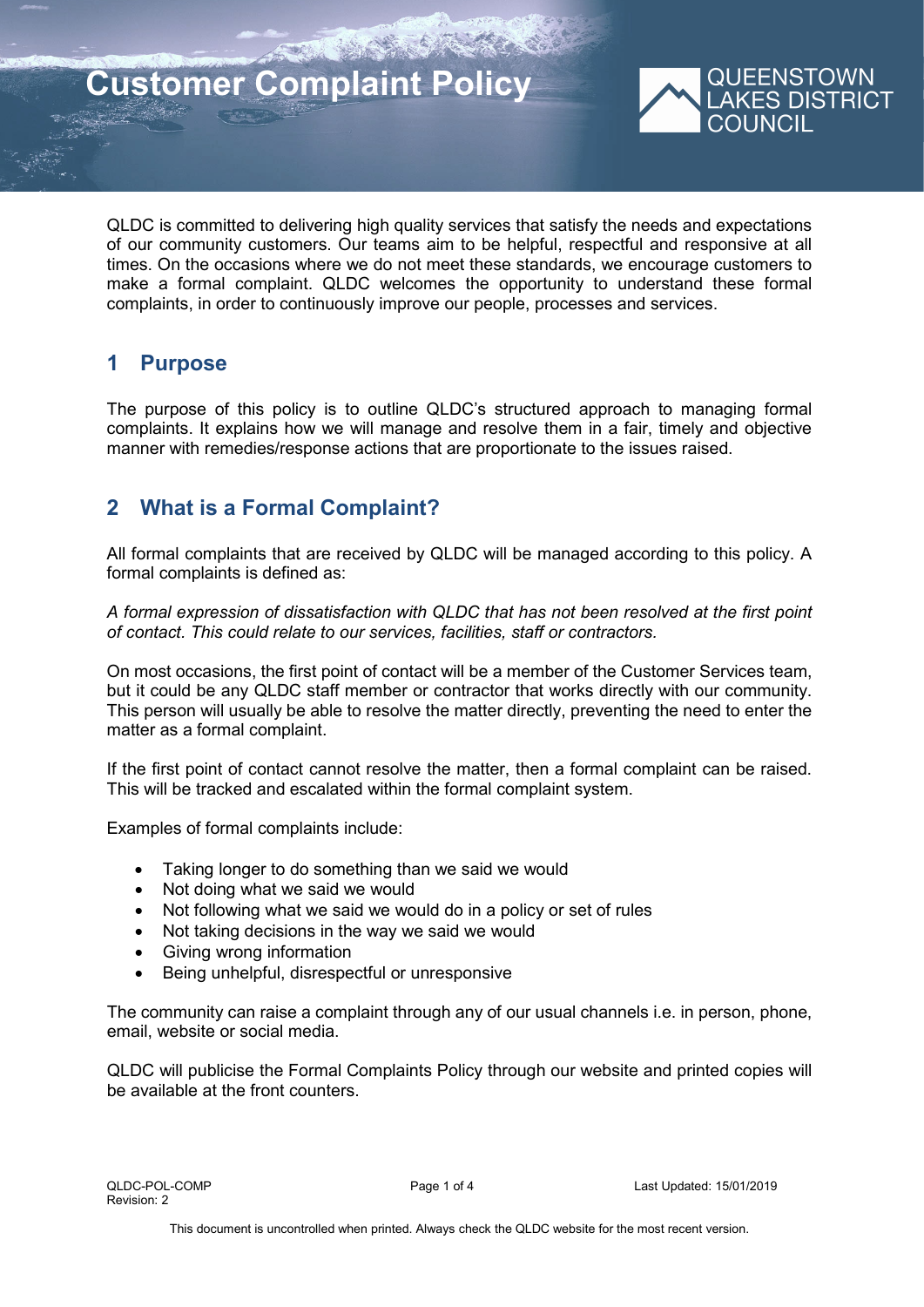# Customer Complaint Policy

QUEENSTOWN LAKES DISTRICT COUNCIL

QLDC is committed to delivering high quality services that satisfy the needs and expectations of our community customers. Our teams aim to be helpful, respectful and responsive at all times. On the occasions where we do not meet these standards, we encourage customers to make a formal complaint. QLDC welcomes the opportunity to understand these formal complaints, in order to continuously improve our people, processes and services.

## 1 Purpose

The purpose of this policy is to outline QLDC's structured approach to managing formal complaints. It explains how we will manage and resolve them in a fair, timely and objective manner with remedies/response actions that are proportionate to the issues raised.

## 2 What is a Formal Complaint?

All formal complaints that are received by QLDC will be managed according to this policy. A formal complaints is defined as:

*A formal expression of dissatisfaction with QLDC that has not been resolved at the first point of contact. This could relate to our services, facilities, staff or contractors.*

On most occasions, the first point of contact will be a member of the Customer Services team, but it could be any QLDC staff member or contractor that works directly with our community. This person will usually be able to resolve the matter directly, preventing the need to enter the matter as a formal complaint.

If the first point of contact cannot resolve the matter, then a formal complaint can be raised. This will be tracked and escalated within the formal complaint system.

Examples of formal complaints include:

- Taking longer to do something than we said we would
- Not doing what we said we would
- Not following what we said we would do in a policy or set of rules
- Not taking decisions in the way we said we would
- Giving wrong information
- Being unhelpful, disrespectful or unresponsive

The community can raise a complaint through any of our usual channels i.e. in person, phone, email, website or social media.

QLDC will publicise the Formal Complaints Policy through our website and printed copies will be available at the front counters.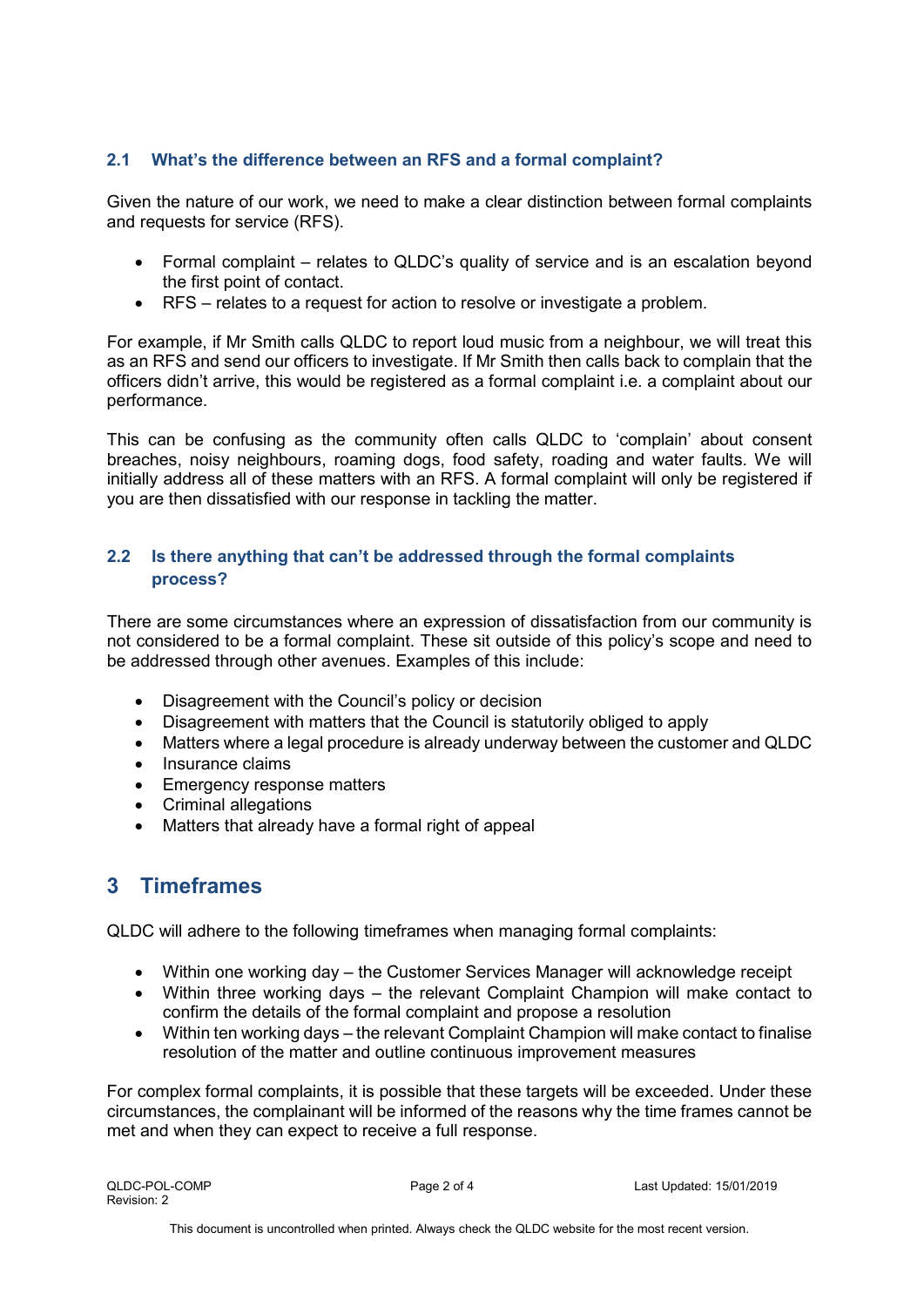### 2.1 What's the difference between an RFS and a formal complaint?

Given the nature of our work, we need to make a clear distinction between formal complaints and requests for service (RFS).

- Formal complaint – relates to QLDC's quality of service and is an escalation beyond the first point of contact.
- RFS – relates to a request for action to resolve or investigate a problem.

For example, if Mr Smith calls QLDC to report loud music from a neighbour, we will treat this as an RFS and send our officers to investigate. If Mr Smith then calls back to complain that the officers didn't arrive, this would be registered as a formal complaint i.e. a complaint about our performance.

This can be confusing as the community often calls QLDC to 'complain' about consent breaches, noisy neighbours, roaming dogs, food safety, roading and water faults. We will initially address all of these matters with an RFS. A formal complaint will only be registered if you are then dissatisfied with our response in tackling the matter.

### 2.2 Is there anything that can't be addressed through the formal complaints process?

There are some circumstances where an expression of dissatisfaction from our community is not considered to be a formal complaint. These sit outside of this policy's scope and need to be addressed through other avenues. Examples of this include:

- Disagreement with the Council's policy or decision
- Disagreement with matters that the Council is statutorily obliged to apply
- Matters where a legal procedure is already underway between the customer and QLDC
- Insurance claims
- Emergency response matters
- Criminal allegations
- Matters that already have a formal right of appeal

## 3 Timeframes

QLDC will adhere to the following timeframes when managing formal complaints:

- Within one working day – the Customer Services Manager will acknowledge receipt
- Within three working days – the relevant Complaint Champion will make contact to confirm the details of the formal complaint and propose a resolution
- Within ten working days – the relevant Complaint Champion will make contact to finalise resolution of the matter and outline continuous improvement measures

For complex formal complaints, it is possible that these targets will be exceeded. Under these circumstances, the complainant will be informed of the reasons why the time frames cannot be met and when they can expect to receive a full response.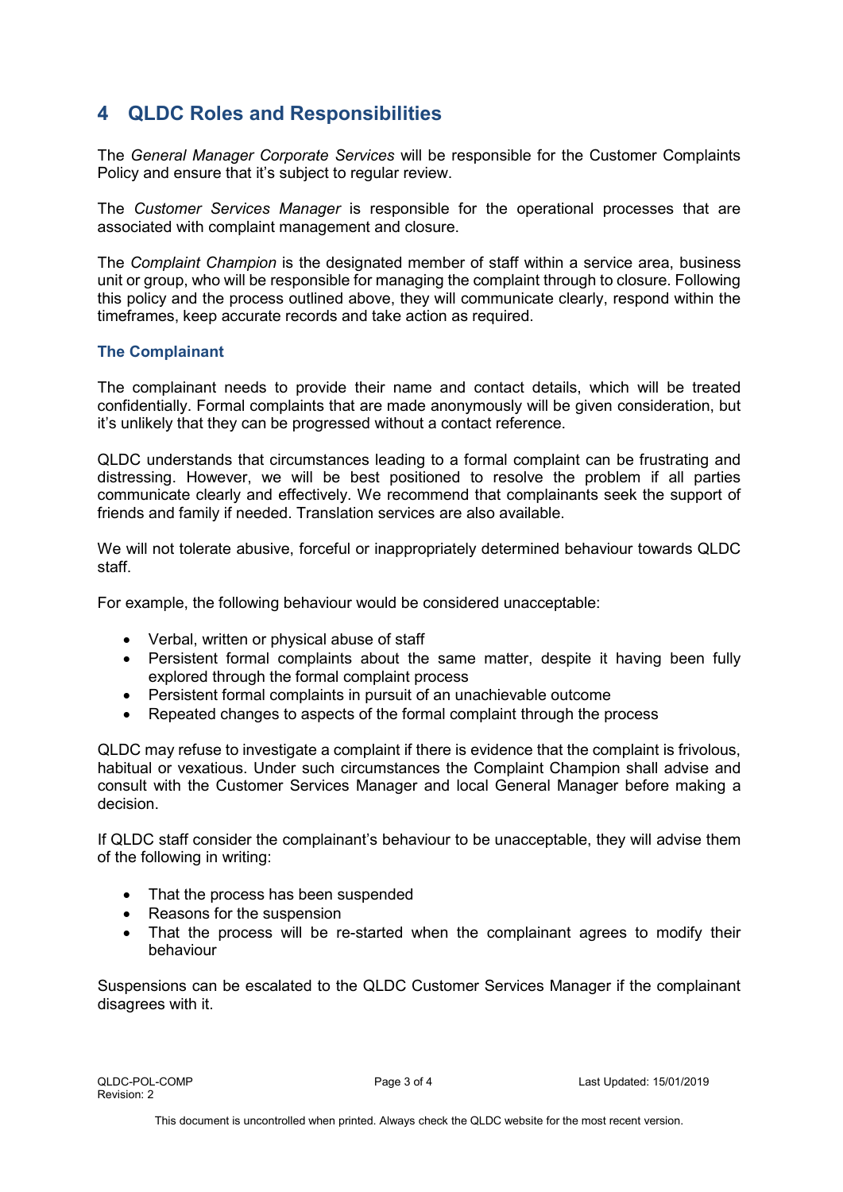## 4 QLDC Roles and Responsibilities

The *General Manager Corporate Services* will be responsible for the Customer Complaints Policy and ensure that it's subject to regular review.

The *Customer Services Manager* is responsible for the operational processes that are associated with complaint management and closure.

The *Complaint Champion* is the designated member of staff within a service area, business unit or group, who will be responsible for managing the complaint through to closure. Following this policy and the process outlined above, they will communicate clearly, respond within the timeframes, keep accurate records and take action as required.

### The Complainant

The complainant needs to provide their name and contact details, which will be treated confidentially. Formal complaints that are made anonymously will be given consideration, but it's unlikely that they can be progressed without a contact reference.

QLDC understands that circumstances leading to a formal complaint can be frustrating and distressing. However, we will be best positioned to resolve the problem if all parties communicate clearly and effectively. We recommend that complainants seek the support of friends and family if needed. Translation services are also available.

We will not tolerate abusive, forceful or inappropriately determined behaviour towards QLDC staff.

For example, the following behaviour would be considered unacceptable:

- Verbal, written or physical abuse of staff
- Persistent formal complaints about the same matter, despite it having been fully explored through the formal complaint process
- Persistent formal complaints in pursuit of an unachievable outcome
- Repeated changes to aspects of the formal complaint through the process

QLDC may refuse to investigate a complaint if there is evidence that the complaint is frivolous, habitual or vexatious. Under such circumstances the Complaint Champion shall advise and consult with the Customer Services Manager and local General Manager before making a decision.

If QLDC staff consider the complainant's behaviour to be unacceptable, they will advise them of the following in writing:

- That the process has been suspended
- Reasons for the suspension
- That the process will be re-started when the complainant agrees to modify their behaviour

Suspensions can be escalated to the QLDC Customer Services Manager if the complainant disagrees with it.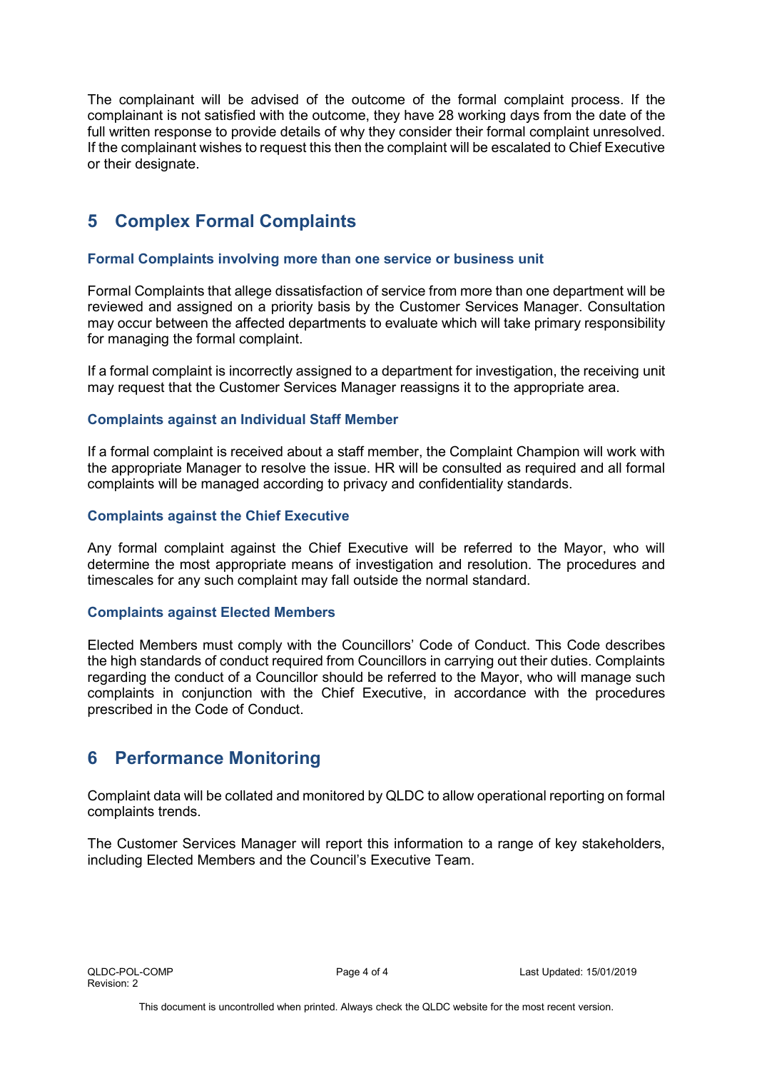The complainant will be advised of the outcome of the formal complaint process. If the complainant is not satisfied with the outcome, they have 28 working days from the date of the full written response to provide details of why they consider their formal complaint unresolved. If the complainant wishes to request this then the complaint will be escalated to Chief Executive or their designate.

## 5 Complex Formal Complaints

### Formal Complaints involving more than one service or business unit

Formal Complaints that allege dissatisfaction of service from more than one department will be reviewed and assigned on a priority basis by the Customer Services Manager. Consultation may occur between the affected departments to evaluate which will take primary responsibility for managing the formal complaint.

If a formal complaint is incorrectly assigned to a department for investigation, the receiving unit may request that the Customer Services Manager reassigns it to the appropriate area.

### Complaints against an Individual Staff Member

If a formal complaint is received about a staff member, the Complaint Champion will work with the appropriate Manager to resolve the issue. HR will be consulted as required and all formal complaints will be managed according to privacy and confidentiality standards.

### Complaints against the Chief Executive

Any formal complaint against the Chief Executive will be referred to the Mayor, who will determine the most appropriate means of investigation and resolution. The procedures and timescales for any such complaint may fall outside the normal standard.

### Complaints against Elected Members

Elected Members must comply with the Councillors' Code of Conduct. This Code describes the high standards of conduct required from Councillors in carrying out their duties. Complaints regarding the conduct of a Councillor should be referred to the Mayor, who will manage such complaints in conjunction with the Chief Executive, in accordance with the procedures prescribed in the Code of Conduct.

## 6 Performance Monitoring

Complaint data will be collated and monitored by QLDC to allow operational reporting on formal complaints trends.

The Customer Services Manager will report this information to a range of key stakeholders, including Elected Members and the Council's Executive Team.